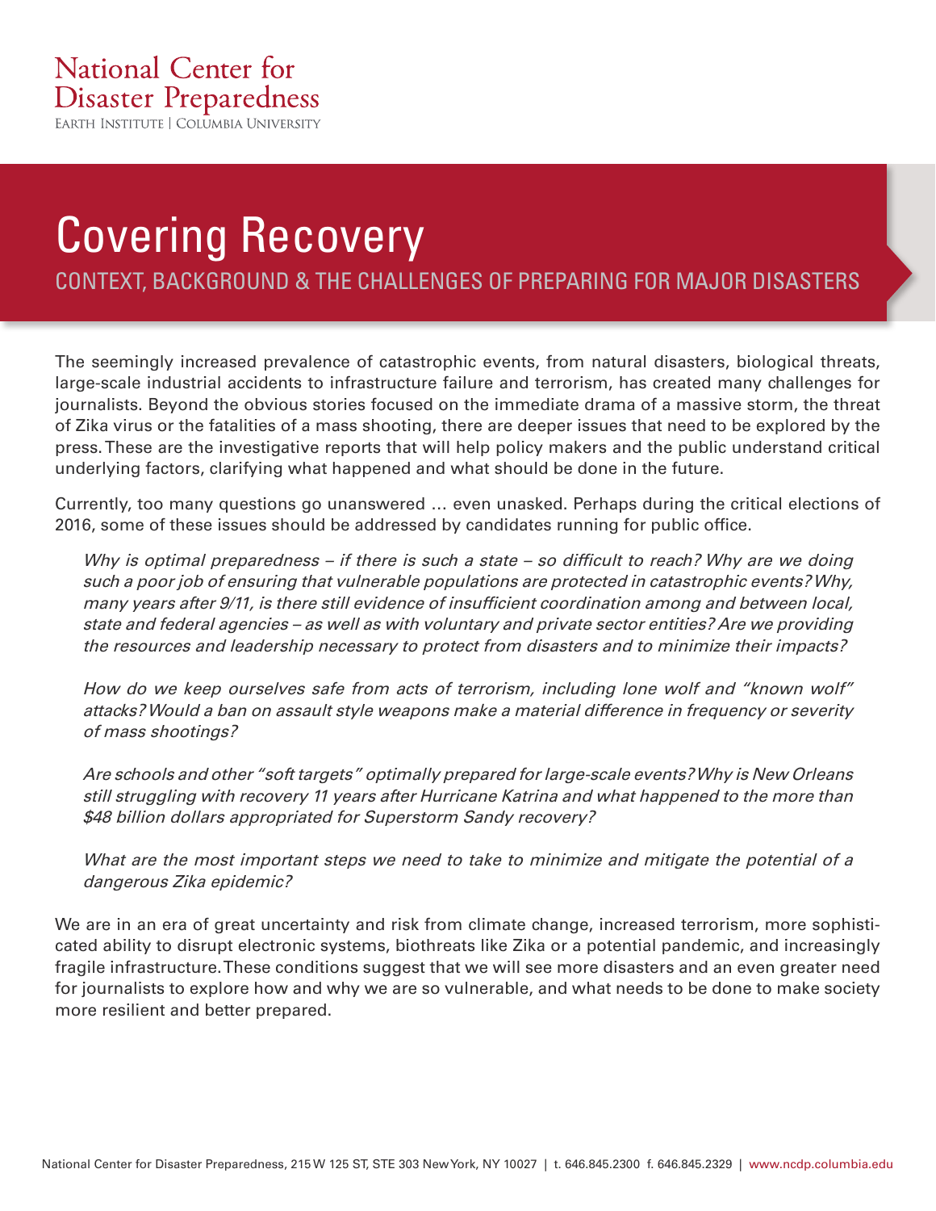National Center for Disaster Preparedness
EARTH INSTITUTE | COLUMBIA UNIVERSITY

# Covering Recovery

## CONTEXT, BACKGROUND & THE CHALLENGES OF PREPARING FOR MAJOR DISASTERS

The seemingly increased prevalence of catastrophic events, from natural disasters, biological threats, large-scale industrial accidents to infrastructure failure and terrorism, has created many challenges for journalists. Beyond the obvious stories focused on the immediate drama of a massive storm, the threat of Zika virus or the fatalities of a mass shooting, there are deeper issues that need to be explored by the press. These are the investigative reports that will help policy makers and the public understand critical underlying factors, clarifying what happened and what should be done in the future.

Currently, too many questions go unanswered … even unasked. Perhaps during the critical elections of 2016, some of these issues should be addressed by candidates running for public office.

> *Why is optimal preparedness – if there is such a state – so difficult to reach? Why are we doing such a poor job of ensuring that vulnerable populations are protected in catastrophic events? Why, many years after 9/11, is there still evidence of insufficient coordination among and between local, state and federal agencies – as well as with voluntary and private sector entities? Are we providing the resources and leadership necessary to protect from disasters and to minimize their impacts?*
>
> *How do we keep ourselves safe from acts of terrorism, including lone wolf and "known wolf" attacks? Would a ban on assault style weapons make a material difference in frequency or severity of mass shootings?*
>
> *Are schools and other "soft targets" optimally prepared for large-scale events? Why is New Orleans still struggling with recovery 11 years after Hurricane Katrina and what happened to the more than $48 billion dollars appropriated for Superstorm Sandy recovery?*
>
> *What are the most important steps we need to take to minimize and mitigate the potential of a dangerous Zika epidemic?*

We are in an era of great uncertainty and risk from climate change, increased terrorism, more sophisticated ability to disrupt electronic systems, biothreats like Zika or a potential pandemic, and increasingly fragile infrastructure. These conditions suggest that we will see more disasters and an even greater need for journalists to explore how and why we are so vulnerable, and what needs to be done to make society more resilient and better prepared.

National Center for Disaster Preparedness, 215 W 125 ST, STE 303 New York, NY 10027 | t. 646.845.2300 f. 646.845.2329 | www.ncdp.columbia.edu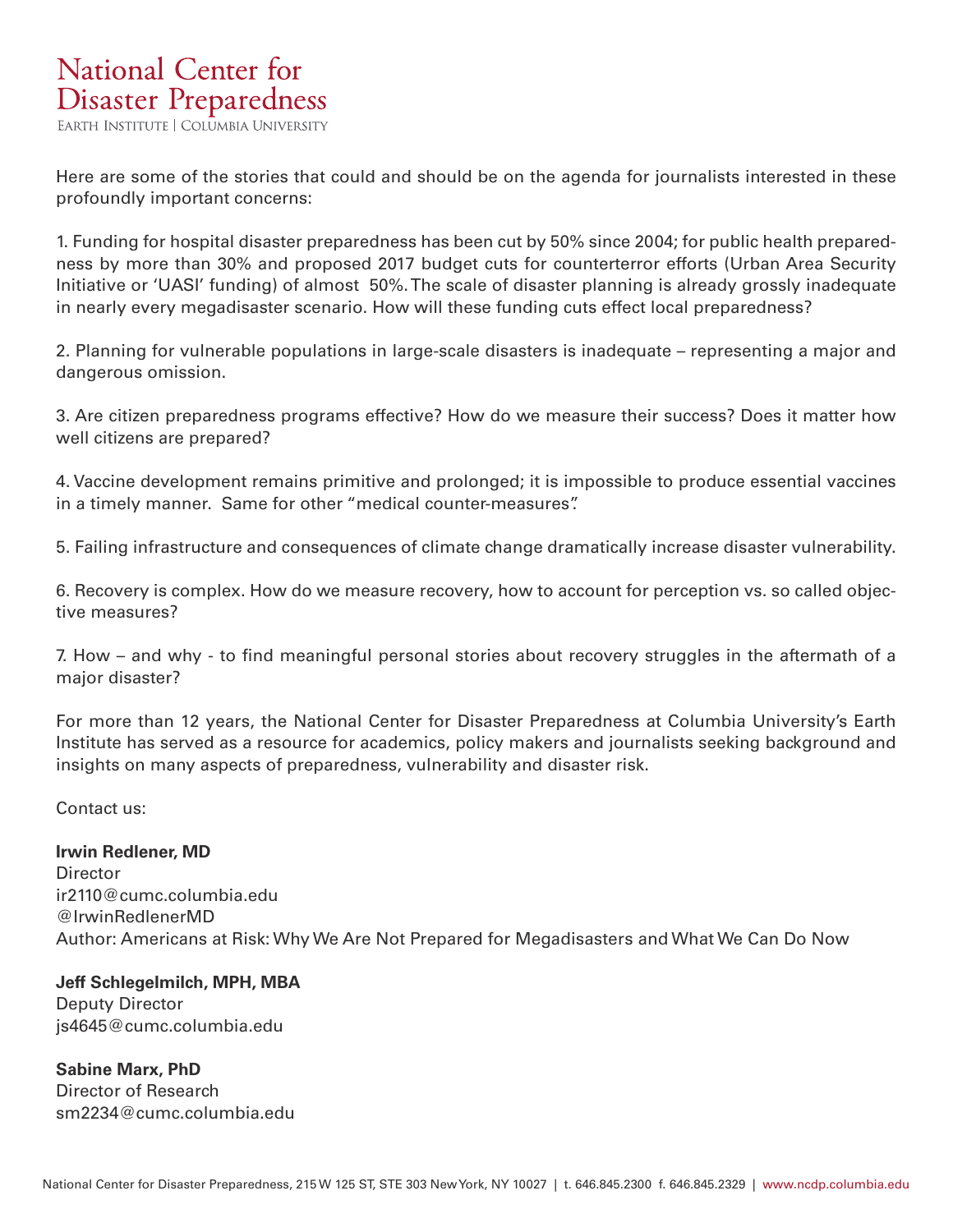# National Center for Disaster Preparedness

Earth Institute | Columbia University

Here are some of the stories that could and should be on the agenda for journalists interested in these profoundly important concerns:

1. Funding for hospital disaster preparedness has been cut by 50% since 2004; for public health preparedness by more than 30% and proposed 2017 budget cuts for counterterror efforts (Urban Area Security Initiative or 'UASI' funding) of almost 50%. The scale of disaster planning is already grossly inadequate in nearly every megadisaster scenario. How will these funding cuts effect local preparedness?

2. Planning for vulnerable populations in large-scale disasters is inadequate – representing a major and dangerous omission.

3. Are citizen preparedness programs effective? How do we measure their success? Does it matter how well citizens are prepared?

4. Vaccine development remains primitive and prolonged; it is impossible to produce essential vaccines in a timely manner. Same for other "medical counter-measures".

5. Failing infrastructure and consequences of climate change dramatically increase disaster vulnerability.

6. Recovery is complex. How do we measure recovery, how to account for perception vs. so called objective measures?

7. How – and why - to find meaningful personal stories about recovery struggles in the aftermath of a major disaster?

For more than 12 years, the National Center for Disaster Preparedness at Columbia University's Earth Institute has served as a resource for academics, policy makers and journalists seeking background and insights on many aspects of preparedness, vulnerability and disaster risk.

Contact us:

**Irwin Redlener, MD**
Director
ir2110@cumc.columbia.edu
@IrwinRedlenerMD
Author: Americans at Risk: Why We Are Not Prepared for Megadisasters and What We Can Do Now

**Jeff Schlegelmilch, MPH, MBA**
Deputy Director
js4645@cumc.columbia.edu

**Sabine Marx, PhD**
Director of Research
sm2234@cumc.columbia.edu

National Center for Disaster Preparedness, 215 W 125 ST, STE 303 New York, NY 10027 | t. 646.845.2300 f. 646.845.2329 | www.ncdp.columbia.edu